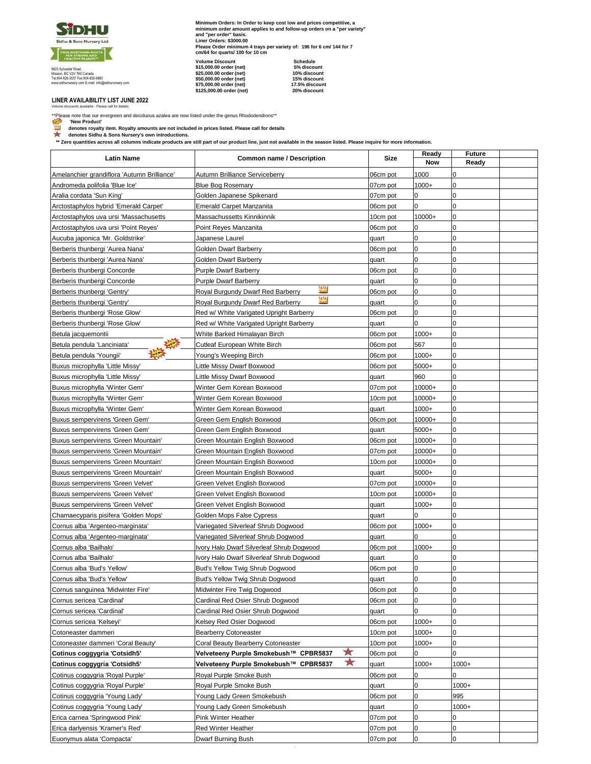**Sidhu & Sons Nursery Ltd**

TRUE NORTHERN ROOTS FOR STRONG AND HEALTHY PLANTS™

9623 Sylvester Road,
Mission, BC V2V 7K8 Canada
Tel:604-826-3537 Fax:604-820-9680
www.sidhunursery.com E-mail: info@sidhunursery.com

**Minimum Orders: In Order to keep cost low and prices competitive, a minimum order amount applies to and follow-up orders on a "per variety" and "per order" basis.**
**Liner Orders: $3000.00**
**Please Order minimum 4 trays per variety of: 196 for 6 cm/ 144 for 7 cm/64 for quarts/ 100 for 10 cm**

| Volume Discount | Schedule |
|---|---|
| $15,000.00 order (net) | 5% discount |
| $25,000.00 order (net) | 10% discount |
| $50,000.00 order (net) | 15% discount |
| $75,000.00 order (net) | 17.5% discount |
| $125,000.00 order (net) | 20% discount |

## LINER AVAILABILITY LIST JUNE 2022

Volume discounts available - Please call for details

**Please note that our evergreen and deciduous azalea are now listed under the genus Rhododendrons**

'New Product'

denotes royalty item. Royalty amounts are not included in prices listed. Please call for details

denotes Sidhu & Sons Nursery's own introductions.

** Zero quantities across all columns indicate products are still part of our product line, just not available in the season listed. Please inquire for more information.

| Latin Name | Common name / Description | Size | Ready Now | Future Ready | |
|---|---|---|---|---|---|
| Amelanchier grandiflora 'Autumn Brilliance' | Autumn Brilliance Serviceberry | 06cm pot | 1000 | 0 | |
| Andromeda polifolia 'Blue Ice' | Blue Bog Rosemary | 07cm pot | 1000+ | 0 | |
| Aralia cordata 'Sun King' | Golden Japanese Spikenard | 07cm pot | 0 | 0 | |
| Arctostaphylos hybrid 'Emerald Carpet' | Emerald Carpet Manzanita | 06cm pot | 0 | 0 | |
| Arctostaphylos uva ursi 'Massachusetts | Massachussetts Kinnikinnik | 10cm pot | 10000+ | 0 | |
| Arctostaphylos uva ursi 'Point Reyes' | Point Reyes Manzanita | 06cm pot | 0 | 0 | |
| Aucuba japonica 'Mr. Goldstrike' | Japanese Laurel | quart | 0 | 0 | |
| Berberis thunbergi 'Aurea Nana' | Golden Dwarf Barberry | 06cm pot | 0 | 0 | |
| Berberis thunbergi 'Aurea Nana' | Golden Dwarf Barberry | quart | 0 | 0 | |
| Berberis thunbergi Concorde | Purple Dwarf Barberry | 06cm pot | 0 | 0 | |
| Berberis thunbergi Concorde | Purple Dwarf Barberry | quart | 0 | 0 | |
| Berberis thunbergi 'Gentry' | Royal Burgundy Dwarf Red Barberry (royalty) | 06cm pot | 0 | 0 | |
| Berberis thunbergi 'Gentry' | Royal Burgundy Dwarf Red Barberry (royalty) | quart | 0 | 0 | |
| Berberis thunbergi 'Rose Glow' | Red w/ White Varigated Upright Barberry | 06cm pot | 0 | 0 | |
| Berberis thunbergi 'Rose Glow' | Red w/ White Varigated Upright Barberry | quart | 0 | 0 | |
| Betula jacquemontii | White Barked Himalayan Birch | 06cm pot | 1000+ | 0 | |
| Betula pendula 'Lanciniata' (New) | Cutleaf European White Birch | 06cm pot | 567 | 0 | |
| Betula pendula 'Youngii' (New) | Young's Weeping Birch | 06cm pot | 1000+ | 0 | |
| Buxus microphylla 'Little Missy' | Little Missy Dwarf Boxwood | 06cm pot | 5000+ | 0 | |
| Buxus microphylla 'Little Missy' | Little Missy Dwarf Boxwood | quart | 960 | 0 | |
| Buxus microphylla 'Winter Gem' | Winter Gem Korean Boxwood | 07cm pot | 10000+ | 0 | |
| Buxus microphylla 'Winter Gem' | Winter Gem Korean Boxwood | 10cm pot | 10000+ | 0 | |
| Buxus microphylla 'Winter Gem' | Winter Gem Korean Boxwood | quart | 1000+ | 0 | |
| Buxus sempervirens 'Green Gem' | Green Gem English Boxwood | 06cm pot | 10000+ | 0 | |
| Buxus sempervirens 'Green Gem' | Green Gem English Boxwood | quart | 5000+ | 0 | |
| Buxus sempervirens 'Green Mountain' | Green Mountain English Boxwood | 06cm pot | 10000+ | 0 | |
| Buxus sempervirens 'Green Mountain' | Green Mountain English Boxwood | 07cm pot | 10000+ | 0 | |
| Buxus sempervirens 'Green Mountain' | Green Mountain English Boxwood | 10cm pot | 10000+ | 0 | |
| Buxus sempervirens 'Green Mountain' | Green Mountain English Boxwood | quart | 5000+ | 0 | |
| Buxus sempervirens 'Green Velvet' | Green Velvet English Boxwood | 07cm pot | 10000+ | 0 | |
| Buxus sempervirens 'Green Velvet' | Green Velvet English Boxwood | 10cm pot | 10000+ | 0 | |
| Buxus sempervirens 'Green Velvet' | Green Velvet English Boxwood | quart | 1000+ | 0 | |
| Chamaecyparis pisifera 'Golden Mops' | Golden Mops False Cypress | quart | 0 | 0 | |
| Cornus alba 'Argenteo-marginata' | Variegated Silverleaf Shrub Dogwood | 06cm pot | 1000+ | 0 | |
| Cornus alba 'Argenteo-marginata' | Variegated Silverleaf Shrub Dogwood | quart | 0 | 0 | |
| Cornus alba 'Bailhalo' | Ivory Halo Dwarf Silverleaf Shrub Dogwood | 06cm pot | 1000+ | 0 | |
| Cornus alba 'Bailhalo' | Ivory Halo Dwarf Silverleaf Shrub Dogwood | quart | 0 | 0 | |
| Cornus alba 'Bud's Yellow' | Bud's Yellow Twig Shrub Dogwood | 06cm pot | 0 | 0 | |
| Cornus alba 'Bud's Yellow' | Bud's Yellow Twig Shrub Dogwood | quart | 0 | 0 | |
| Cornus sanguinea 'Midwinter Fire' | Midwinter Fire Twig Dogwood | 06cm pot | 0 | 0 | |
| Cornus sericea 'Cardinal' | Cardinal Red Osier Shrub Dogwood | 06cm pot | 0 | 0 | |
| Cornus sericea 'Cardinal' | Cardinal Red Osier Shrub Dogwood | quart | 0 | 0 | |
| Cornus sericea 'Kelseyi' | Kelsey Red Osier Dogwood | 06cm pot | 1000+ | 0 | |
| Cotoneaster dammeri | Bearberry Cotoneaster | 10cm pot | 1000+ | 0 | |
| Cotoneaster dammeri 'Coral Beauty' | Coral Beauty Bearberry Cotoneaster | 10cm pot | 1000+ | 0 | |
| **Cotinus coggygria 'Cotsidh5'** | **Velveteeny Purple Smokebush™ CPBR5837** (Sidhu introduction) | 06cm pot | 0 | 0 | |
| **Cotinus coggygria 'Cotsidh5'** | **Velveteeny Purple Smokebush™ CPBR5837** (Sidhu introduction) | quart | 1000+ | 1000+ | |
| Cotinus coggygria 'Royal Purple' | Royal Purple Smoke Bush | 06cm pot | 0 | 0 | |
| Cotinus coggygria 'Royal Purple' | Royal Purple Smoke Bush | quart | 0 | 1000+ | |
| Cotinus coggygria 'Young Lady' | Young Lady Green Smokebush | 06cm pot | 0 | 995 | |
| Cotinus coggygria 'Young Lady' | Young Lady Green Smokebush | quart | 0 | 1000+ | |
| Erica carnea 'Springwood Pink' | Pink Winter Heather | 07cm pot | 0 | 0 | |
| Erica darlyensis 'Kramer's Red' | Red Winter Heather | 07cm pot | 0 | 0 | |
| Euonymus alata 'Compacta' | Dwarf Burning Bush | 07cm pot | 0 | 0 | |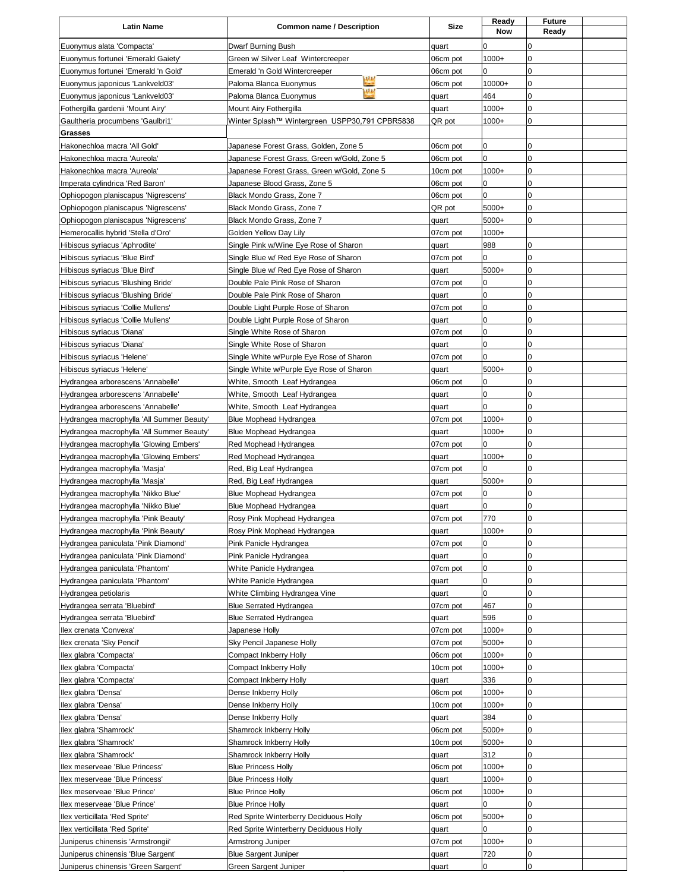| Latin Name | Common name / Description | Size | Ready Now | Future Ready | |
|---|---|---|---|---|---|
| Euonymus alata 'Compacta' | Dwarf Burning Bush | quart | 0 | 0 | |
| Euonymus fortunei 'Emerald Gaiety' | Green w/ Silver Leaf Wintercreeper | 06cm pot | 1000+ | 0 | |
| Euonymus fortunei 'Emerald 'n Gold' | Emerald 'n Gold Wintercreeper | 06cm pot | 0 | 0 | |
| Euonymus japonicus 'Lankveld03' | Paloma Blanca Euonymus | 06cm pot | 10000+ | 0 | |
| Euonymus japonicus 'Lankveld03' | Paloma Blanca Euonymus | quart | 464 | 0 | |
| Fothergilla gardenii 'Mount Airy' | Mount Airy Fothergilla | quart | 1000+ | 0 | |
| Gaultheria procumbens 'Gaulbri1' | Winter Splash™ Wintergreen USPP30,791 CPBR5838 | QR pot | 1000+ | 0 | |
| **Grasses** | | | | | |
| Hakonechloa macra 'All Gold' | Japanese Forest Grass, Golden, Zone 5 | 06cm pot | 0 | 0 | |
| Hakonechloa macra 'Aureola' | Japanese Forest Grass, Green w/Gold, Zone 5 | 06cm pot | 0 | 0 | |
| Hakonechloa macra 'Aureola' | Japanese Forest Grass, Green w/Gold, Zone 5 | 10cm pot | 1000+ | 0 | |
| Imperata cylindrica 'Red Baron' | Japanese Blood Grass, Zone 5 | 06cm pot | 0 | 0 | |
| Ophiopogon planiscapus 'Nigrescens' | Black Mondo Grass, Zone 7 | 06cm pot | 0 | 0 | |
| Ophiopogon planiscapus 'Nigrescens' | Black Mondo Grass, Zone 7 | QR pot | 5000+ | 0 | |
| Ophiopogon planiscapus 'Nigrescens' | Black Mondo Grass, Zone 7 | quart | 5000+ | 0 | |
| Hemerocallis hybrid 'Stella d'Oro' | Golden Yellow Day Lily | 07cm pot | 1000+ | | |
| Hibiscus syriacus 'Aphrodite' | Single Pink w/Wine Eye Rose of Sharon | quart | 988 | 0 | |
| Hibiscus syriacus 'Blue Bird' | Single Blue w/ Red Eye Rose of Sharon | 07cm pot | 0 | 0 | |
| Hibiscus syriacus 'Blue Bird' | Single Blue w/ Red Eye Rose of Sharon | quart | 5000+ | 0 | |
| Hibiscus syriacus 'Blushing Bride' | Double Pale Pink Rose of Sharon | 07cm pot | 0 | 0 | |
| Hibiscus syriacus 'Blushing Bride' | Double Pale Pink Rose of Sharon | quart | 0 | 0 | |
| Hibiscus syriacus 'Collie Mullens' | Double Light Purple Rose of Sharon | 07cm pot | 0 | 0 | |
| Hibiscus syriacus 'Collie Mullens' | Double Light Purple Rose of Sharon | quart | 0 | 0 | |
| Hibiscus syriacus 'Diana' | Single White Rose of Sharon | 07cm pot | 0 | 0 | |
| Hibiscus syriacus 'Diana' | Single White Rose of Sharon | quart | 0 | 0 | |
| Hibiscus syriacus 'Helene' | Single White w/Purple Eye Rose of Sharon | 07cm pot | 0 | 0 | |
| Hibiscus syriacus 'Helene' | Single White w/Purple Eye Rose of Sharon | quart | 5000+ | 0 | |
| Hydrangea arborescens 'Annabelle' | White, Smooth Leaf Hydrangea | 06cm pot | 0 | 0 | |
| Hydrangea arborescens 'Annabelle' | White, Smooth Leaf Hydrangea | quart | 0 | 0 | |
| Hydrangea arborescens 'Annabelle' | White, Smooth Leaf Hydrangea | quart | 0 | 0 | |
| Hydrangea macrophylla 'All Summer Beauty' | Blue Mophead Hydrangea | 07cm pot | 1000+ | 0 | |
| Hydrangea macrophylla 'All Summer Beauty' | Blue Mophead Hydrangea | quart | 1000+ | 0 | |
| Hydrangea macrophylla 'Glowing Embers' | Red Mophead Hydrangea | 07cm pot | 0 | 0 | |
| Hydrangea macrophylla 'Glowing Embers' | Red Mophead Hydrangea | quart | 1000+ | 0 | |
| Hydrangea macrophylla 'Masja' | Red, Big Leaf Hydrangea | 07cm pot | 0 | 0 | |
| Hydrangea macrophylla 'Masja' | Red, Big Leaf Hydrangea | quart | 5000+ | 0 | |
| Hydrangea macrophylla 'Nikko Blue' | Blue Mophead Hydrangea | 07cm pot | 0 | 0 | |
| Hydrangea macrophylla 'Nikko Blue' | Blue Mophead Hydrangea | quart | 0 | 0 | |
| Hydrangea macrophylla 'Pink Beauty' | Rosy Pink Mophead Hydrangea | 07cm pot | 770 | 0 | |
| Hydrangea macrophylla 'Pink Beauty' | Rosy Pink Mophead Hydrangea | quart | 1000+ | 0 | |
| Hydrangea paniculata 'Pink Diamond' | Pink Panicle Hydrangea | 07cm pot | 0 | 0 | |
| Hydrangea paniculata 'Pink Diamond' | Pink Panicle Hydrangea | quart | 0 | 0 | |
| Hydrangea paniculata 'Phantom' | White Panicle Hydrangea | 07cm pot | 0 | 0 | |
| Hydrangea paniculata 'Phantom' | White Panicle Hydrangea | quart | 0 | 0 | |
| Hydrangea petiolaris | White Climbing Hydrangea Vine | quart | 0 | 0 | |
| Hydrangea serrata 'Bluebird' | Blue Serrated Hydrangea | 07cm pot | 467 | 0 | |
| Hydrangea serrata 'Bluebird' | Blue Serrated Hydrangea | quart | 596 | 0 | |
| Ilex crenata 'Convexa' | Japanese Holly | 07cm pot | 1000+ | 0 | |
| Ilex crenata 'Sky Pencil' | Sky Pencil Japanese Holly | 07cm pot | 5000+ | 0 | |
| Ilex glabra 'Compacta' | Compact Inkberry Holly | 06cm pot | 1000+ | 0 | |
| Ilex glabra 'Compacta' | Compact Inkberry Holly | 10cm pot | 1000+ | 0 | |
| Ilex glabra 'Compacta' | Compact Inkberry Holly | quart | 336 | 0 | |
| Ilex glabra 'Densa' | Dense Inkberry Holly | 06cm pot | 1000+ | 0 | |
| Ilex glabra 'Densa' | Dense Inkberry Holly | 10cm pot | 1000+ | 0 | |
| Ilex glabra 'Densa' | Dense Inkberry Holly | quart | 384 | 0 | |
| Ilex glabra 'Shamrock' | Shamrock Inkberry Holly | 06cm pot | 5000+ | 0 | |
| Ilex glabra 'Shamrock' | Shamrock Inkberry Holly | 10cm pot | 5000+ | 0 | |
| Ilex glabra 'Shamrock' | Shamrock Inkberry Holly | quart | 312 | 0 | |
| Ilex meserveae 'Blue Princess' | Blue Princess Holly | 06cm pot | 1000+ | 0 | |
| Ilex meserveae 'Blue Princess' | Blue Princess Holly | quart | 1000+ | 0 | |
| Ilex meserveae 'Blue Prince' | Blue Prince Holly | 06cm pot | 1000+ | 0 | |
| Ilex meserveae 'Blue Prince' | Blue Prince Holly | quart | 0 | 0 | |
| Ilex verticillata 'Red Sprite' | Red Sprite Winterberry Deciduous Holly | 06cm pot | 5000+ | 0 | |
| Ilex verticillata 'Red Sprite' | Red Sprite Winterberry Deciduous Holly | quart | 0 | 0 | |
| Juniperus chinensis 'Armstrongii' | Armstrong Juniper | 07cm pot | 1000+ | 0 | |
| Juniperus chinensis 'Blue Sargent' | Blue Sargent Juniper | quart | 720 | 0 | |
| Juniperus chinensis 'Green Sargent' | Green Sargent Juniper | quart | 0 | 0 | |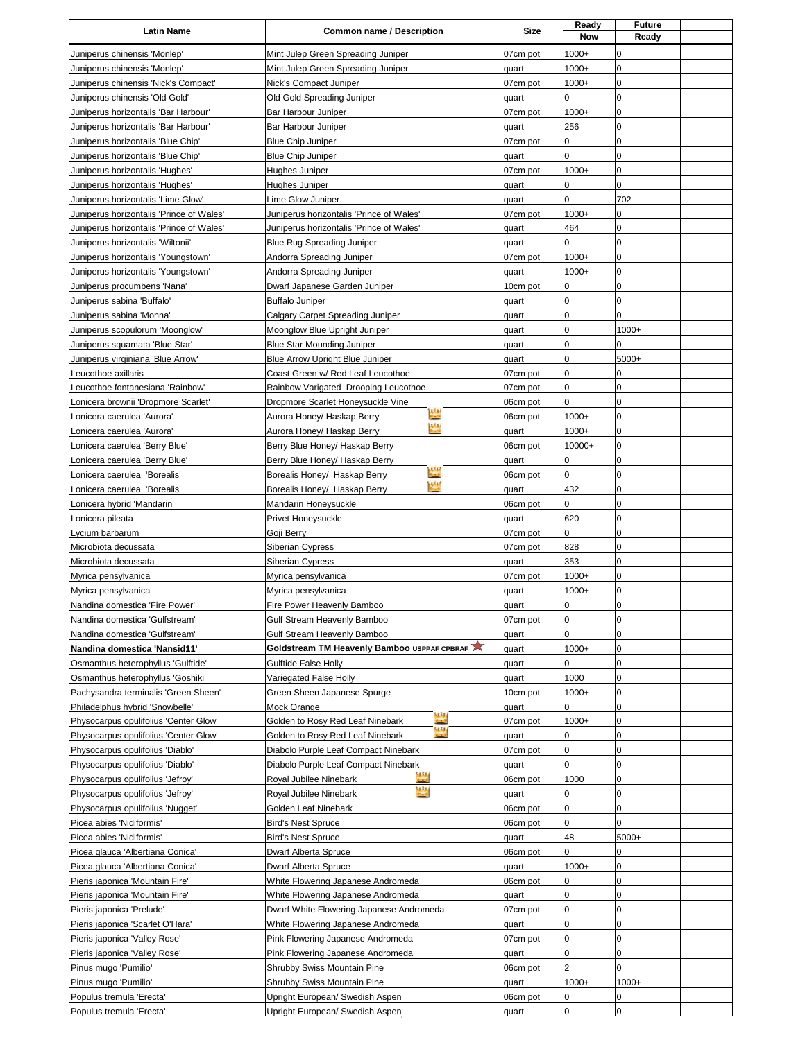| Latin Name | Common name / Description | Size | Ready Now | Future Ready | |
|---|---|---|---|---|---|
| Juniperus chinensis 'Monlep' | Mint Julep Green Spreading Juniper | 07cm pot | 1000+ | 0 | |
| Juniperus chinensis 'Monlep' | Mint Julep Green Spreading Juniper | quart | 1000+ | 0 | |
| Juniperus chinensis 'Nick's Compact' | Nick's Compact Juniper | 07cm pot | 1000+ | 0 | |
| Juniperus chinensis 'Old Gold' | Old Gold Spreading Juniper | quart | 0 | 0 | |
| Juniperus horizontalis 'Bar Harbour' | Bar Harbour Juniper | 07cm pot | 1000+ | 0 | |
| Juniperus horizontalis 'Bar Harbour' | Bar Harbour Juniper | quart | 256 | 0 | |
| Juniperus horizontalis 'Blue Chip' | Blue Chip Juniper | 07cm pot | 0 | 0 | |
| Juniperus horizontalis 'Blue Chip' | Blue Chip Juniper | quart | 0 | 0 | |
| Juniperus horizontalis 'Hughes' | Hughes Juniper | 07cm pot | 1000+ | 0 | |
| Juniperus horizontalis 'Hughes' | Hughes Juniper | quart | 0 | 0 | |
| Juniperus horizontalis 'Lime Glow' | Lime Glow Juniper | quart | 0 | 702 | |
| Juniperus horizontalis 'Prince of Wales' | Juniperus horizontalis 'Prince of Wales' | 07cm pot | 1000+ | 0 | |
| Juniperus horizontalis 'Prince of Wales' | Juniperus horizontalis 'Prince of Wales' | quart | 464 | 0 | |
| Juniperus horizontalis 'Wiltonii' | Blue Rug Spreading Juniper | quart | 0 | 0 | |
| Juniperus horizontalis 'Youngstown' | Andorra Spreading Juniper | 07cm pot | 1000+ | 0 | |
| Juniperus horizontalis 'Youngstown' | Andorra Spreading Juniper | quart | 1000+ | 0 | |
| Juniperus procumbens 'Nana' | Dwarf Japanese Garden Juniper | 10cm pot | 0 | 0 | |
| Juniperus sabina 'Buffalo' | Buffalo Juniper | quart | 0 | 0 | |
| Juniperus sabina 'Monna' | Calgary Carpet Spreading Juniper | quart | 0 | 0 | |
| Juniperus scopulorum 'Moonglow' | Moonglow Blue Upright Juniper | quart | 0 | 1000+ | |
| Juniperus squamata 'Blue Star' | Blue Star Mounding Juniper | quart | 0 | 0 | |
| Juniperus virginiana 'Blue Arrow' | Blue Arrow Upright Blue Juniper | quart | 0 | 5000+ | |
| Leucothoe axillaris | Coast Green w/ Red Leaf Leucothoe | 07cm pot | 0 | 0 | |
| Leucothoe fontanesiana 'Rainbow' | Rainbow Varigated Drooping Leucothoe | 07cm pot | 0 | 0 | |
| Lonicera brownii 'Dropmore Scarlet' | Dropmore Scarlet Honeysuckle Vine | 06cm pot | 0 | 0 | |
| Lonicera caerulea 'Aurora' | Aurora Honey/ Haskap Berry | 06cm pot | 1000+ | 0 | |
| Lonicera caerulea 'Aurora' | Aurora Honey/ Haskap Berry | quart | 1000+ | 0 | |
| Lonicera caerulea 'Berry Blue' | Berry Blue Honey/ Haskap Berry | 06cm pot | 10000+ | 0 | |
| Lonicera caerulea 'Berry Blue' | Berry Blue Honey/ Haskap Berry | quart | 0 | 0 | |
| Lonicera caerulea 'Borealis' | Borealis Honey/ Haskap Berry | 06cm pot | 0 | 0 | |
| Lonicera caerulea 'Borealis' | Borealis Honey/ Haskap Berry | quart | 432 | 0 | |
| Lonicera hybrid 'Mandarin' | Mandarin Honeysuckle | 06cm pot | 0 | 0 | |
| Lonicera pileata | Privet Honeysuckle | quart | 620 | 0 | |
| Lycium barbarum | Goji Berry | 07cm pot | 0 | 0 | |
| Microbiota decussata | Siberian Cypress | 07cm pot | 828 | 0 | |
| Microbiota decussata | Siberian Cypress | quart | 353 | 0 | |
| Myrica pensylvanica | Myrica pensylvanica | 07cm pot | 1000+ | 0 | |
| Myrica pensylvanica | Myrica pensylvanica | quart | 1000+ | 0 | |
| Nandina domestica 'Fire Power' | Fire Power Heavenly Bamboo | quart | 0 | 0 | |
| Nandina domestica 'Gulfstream' | Gulf Stream Heavenly Bamboo | 07cm pot | 0 | 0 | |
| Nandina domestica 'Gulfstream' | Gulf Stream Heavenly Bamboo | quart | 0 | 0 | |
| **Nandina domestica 'Nansid11'** | **Goldstream TM Heavenly Bamboo USPPAF CPBRAF** | quart | 1000+ | 0 | |
| Osmanthus heterophyllus 'Gulftide' | Gulftide False Holly | quart | 0 | 0 | |
| Osmanthus heterophyllus 'Goshiki' | Variegated False Holly | quart | 1000 | 0 | |
| Pachysandra terminalis 'Green Sheen' | Green Sheen Japanese Spurge | 10cm pot | 1000+ | 0 | |
| Philadelphus hybrid 'Snowbelle' | Mock Orange | quart | 0 | 0 | |
| Physocarpus opulifolius 'Center Glow' | Golden to Rosy Red Leaf Ninebark | 07cm pot | 1000+ | 0 | |
| Physocarpus opulifolius 'Center Glow' | Golden to Rosy Red Leaf Ninebark | quart | 0 | 0 | |
| Physocarpus opulifolius 'Diablo' | Diabolo Purple Leaf Compact Ninebark | 07cm pot | 0 | 0 | |
| Physocarpus opulifolius 'Diablo' | Diabolo Purple Leaf Compact Ninebark | quart | 0 | 0 | |
| Physocarpus opulifolius 'Jefroy' | Royal Jubilee Ninebark | 06cm pot | 1000 | 0 | |
| Physocarpus opulifolius 'Jefroy' | Royal Jubilee Ninebark | quart | 0 | 0 | |
| Physocarpus opulifolius 'Nugget' | Golden Leaf Ninebark | 06cm pot | 0 | 0 | |
| Picea abies 'Nidiformis' | Bird's Nest Spruce | 06cm pot | 0 | 0 | |
| Picea abies 'Nidiformis' | Bird's Nest Spruce | quart | 48 | 5000+ | |
| Picea glauca 'Albertiana Conica' | Dwarf Alberta Spruce | 06cm pot | 0 | 0 | |
| Picea glauca 'Albertiana Conica' | Dwarf Alberta Spruce | quart | 1000+ | 0 | |
| Pieris japonica 'Mountain Fire' | White Flowering Japanese Andromeda | 06cm pot | 0 | 0 | |
| Pieris japonica 'Mountain Fire' | White Flowering Japanese Andromeda | quart | 0 | 0 | |
| Pieris japonica 'Prelude' | Dwarf White Flowering Japanese Andromeda | 07cm pot | 0 | 0 | |
| Pieris japonica 'Scarlet O'Hara' | White Flowering Japanese Andromeda | quart | 0 | 0 | |
| Pieris japonica 'Valley Rose' | Pink Flowering Japanese Andromeda | 07cm pot | 0 | 0 | |
| Pieris japonica 'Valley Rose' | Pink Flowering Japanese Andromeda | quart | 0 | 0 | |
| Pinus mugo 'Pumilio' | Shrubby Swiss Mountain Pine | 06cm pot | 2 | 0 | |
| Pinus mugo 'Pumilio' | Shrubby Swiss Mountain Pine | quart | 1000+ | 1000+ | |
| Populus tremula 'Erecta' | Upright European/ Swedish Aspen | 06cm pot | 0 | 0 | |
| Populus tremula 'Erecta' | Upright European/ Swedish Aspen | quart | 0 | 0 | |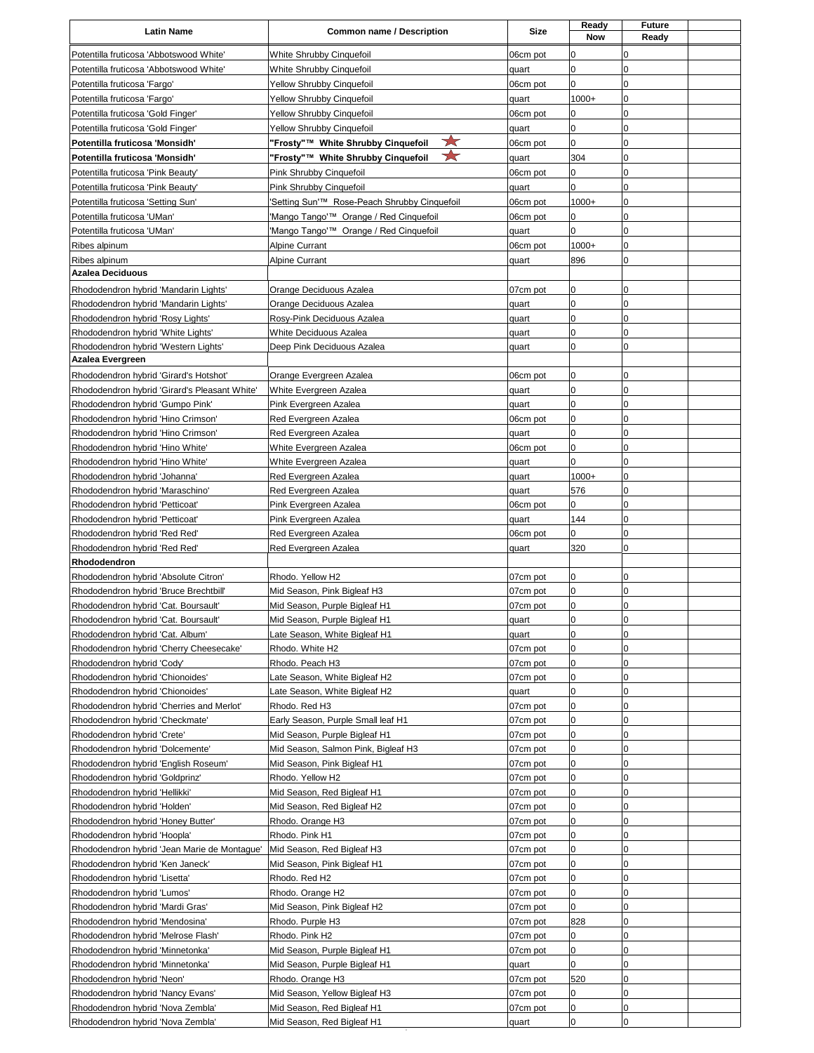| Latin Name | Common name / Description | Size | Ready Now | Future Ready | |
|---|---|---|---|---|---|
| Potentilla fruticosa 'Abbotswood White' | White Shrubby Cinquefoil | 06cm pot | 0 | 0 | |
| Potentilla fruticosa 'Abbotswood White' | White Shrubby Cinquefoil | quart | 0 | 0 | |
| Potentilla fruticosa 'Fargo' | Yellow Shrubby Cinquefoil | 06cm pot | 0 | 0 | |
| Potentilla fruticosa 'Fargo' | Yellow Shrubby Cinquefoil | quart | 1000+ | 0 | |
| Potentilla fruticosa 'Gold Finger' | Yellow Shrubby Cinquefoil | 06cm pot | 0 | 0 | |
| Potentilla fruticosa 'Gold Finger' | Yellow Shrubby Cinquefoil | quart | 0 | 0 | |
| **Potentilla fruticosa 'Monsidh'** | **"Frosty"™ White Shrubby Cinquefoil** ★ | 06cm pot | 0 | 0 | |
| **Potentilla fruticosa 'Monsidh'** | **"Frosty"™ White Shrubby Cinquefoil** ★ | quart | 304 | 0 | |
| Potentilla fruticosa 'Pink Beauty' | Pink Shrubby Cinquefoil | 06cm pot | 0 | 0 | |
| Potentilla fruticosa 'Pink Beauty' | Pink Shrubby Cinquefoil | quart | 0 | 0 | |
| Potentilla fruticosa 'Setting Sun' | 'Setting Sun'™ Rose-Peach Shrubby Cinquefoil | 06cm pot | 1000+ | 0 | |
| Potentilla fruticosa 'UMan' | 'Mango Tango'™ Orange / Red Cinquefoil | 06cm pot | 0 | 0 | |
| Potentilla fruticosa 'UMan' | 'Mango Tango'™ Orange / Red Cinquefoil | quart | 0 | 0 | |
| Ribes alpinum | Alpine Currant | 06cm pot | 1000+ | 0 | |
| Ribes alpinum | Alpine Currant | quart | 896 | 0 | |
| **Azalea Deciduous** | | | | | |
| Rhododendron hybrid 'Mandarin Lights' | Orange Deciduous Azalea | 07cm pot | 0 | 0 | |
| Rhododendron hybrid 'Mandarin Lights' | Orange Deciduous Azalea | quart | 0 | 0 | |
| Rhododendron hybrid 'Rosy Lights' | Rosy-Pink Deciduous Azalea | quart | 0 | 0 | |
| Rhododendron hybrid 'White Lights' | White Deciduous Azalea | quart | 0 | 0 | |
| Rhododendron hybrid 'Western Lights' | Deep Pink Deciduous Azalea | quart | 0 | 0 | |
| **Azalea Evergreen** | | | | | |
| Rhododendron hybrid 'Girard's Hotshot' | Orange Evergreen Azalea | 06cm pot | 0 | 0 | |
| Rhododendron hybrid 'Girard's Pleasant White' | White Evergreen Azalea | quart | 0 | 0 | |
| Rhododendron hybrid 'Gumpo Pink' | Pink Evergreen Azalea | quart | 0 | 0 | |
| Rhododendron hybrid 'Hino Crimson' | Red Evergreen Azalea | 06cm pot | 0 | 0 | |
| Rhododendron hybrid 'Hino Crimson' | Red Evergreen Azalea | quart | 0 | 0 | |
| Rhododendron hybrid 'Hino White' | White Evergreen Azalea | 06cm pot | 0 | 0 | |
| Rhododendron hybrid 'Hino White' | White Evergreen Azalea | quart | 0 | 0 | |
| Rhododendron hybrid 'Johanna' | Red Evergreen Azalea | quart | 1000+ | 0 | |
| Rhododendron hybrid 'Maraschino' | Red Evergreen Azalea | quart | 576 | 0 | |
| Rhododendron hybrid 'Petticoat' | Pink Evergreen Azalea | 06cm pot | 0 | 0 | |
| Rhododendron hybrid 'Petticoat' | Pink Evergreen Azalea | quart | 144 | 0 | |
| Rhododendron hybrid 'Red Red' | Red Evergreen Azalea | 06cm pot | 0 | 0 | |
| Rhododendron hybrid 'Red Red' | Red Evergreen Azalea | quart | 320 | 0 | |
| **Rhododendron** | | | | | |
| Rhododendron hybrid 'Absolute Citron' | Rhodo. Yellow H2 | 07cm pot | 0 | 0 | |
| Rhododendron hybrid 'Bruce Brechtbill' | Mid Season, Pink Bigleaf H3 | 07cm pot | 0 | 0 | |
| Rhododendron hybrid 'Cat. Boursault' | Mid Season, Purple Bigleaf H1 | 07cm pot | 0 | 0 | |
| Rhododendron hybrid 'Cat. Boursault' | Mid Season, Purple Bigleaf H1 | quart | 0 | 0 | |
| Rhododendron hybrid 'Cat. Album' | Late Season, White Bigleaf H1 | quart | 0 | 0 | |
| Rhododendron hybrid 'Cherry Cheesecake' | Rhodo. White H2 | 07cm pot | 0 | 0 | |
| Rhododendron hybrid 'Cody' | Rhodo. Peach H3 | 07cm pot | 0 | 0 | |
| Rhododendron hybrid 'Chionoides' | Late Season, White Bigleaf H2 | 07cm pot | 0 | 0 | |
| Rhododendron hybrid 'Chionoides' | Late Season, White Bigleaf H2 | quart | 0 | 0 | |
| Rhododendron hybrid 'Cherries and Merlot' | Rhodo. Red H3 | 07cm pot | 0 | 0 | |
| Rhododendron hybrid 'Checkmate' | Early Season, Purple Small leaf H1 | 07cm pot | 0 | 0 | |
| Rhododendron hybrid 'Crete' | Mid Season, Purple Bigleaf H1 | 07cm pot | 0 | 0 | |
| Rhododendron hybrid 'Dolcemente' | Mid Season, Salmon Pink, Bigleaf H3 | 07cm pot | 0 | 0 | |
| Rhododendron hybrid 'English Roseum' | Mid Season, Pink Bigleaf H1 | 07cm pot | 0 | 0 | |
| Rhododendron hybrid 'Goldprinz' | Rhodo. Yellow H2 | 07cm pot | 0 | 0 | |
| Rhododendron hybrid 'Hellikki' | Mid Season, Red Bigleaf H1 | 07cm pot | 0 | 0 | |
| Rhododendron hybrid 'Holden' | Mid Season, Red Bigleaf H2 | 07cm pot | 0 | 0 | |
| Rhododendron hybrid 'Honey Butter' | Rhodo. Orange H3 | 07cm pot | 0 | 0 | |
| Rhododendron hybrid 'Hoopla' | Rhodo. Pink H1 | 07cm pot | 0 | 0 | |
| Rhododendron hybrid 'Jean Marie de Montague' | Mid Season, Red Bigleaf H3 | 07cm pot | 0 | 0 | |
| Rhododendron hybrid 'Ken Janeck' | Mid Season, Pink Bigleaf H1 | 07cm pot | 0 | 0 | |
| Rhododendron hybrid 'Lisetta' | Rhodo. Red H2 | 07cm pot | 0 | 0 | |
| Rhododendron hybrid 'Lumos' | Rhodo. Orange H2 | 07cm pot | 0 | 0 | |
| Rhododendron hybrid 'Mardi Gras' | Mid Season, Pink Bigleaf H2 | 07cm pot | 0 | 0 | |
| Rhododendron hybrid 'Mendosina' | Rhodo. Purple H3 | 07cm pot | 828 | 0 | |
| Rhododendron hybrid 'Melrose Flash' | Rhodo. Pink H2 | 07cm pot | 0 | 0 | |
| Rhododendron hybrid 'Minnetonka' | Mid Season, Purple Bigleaf H1 | 07cm pot | 0 | 0 | |
| Rhododendron hybrid 'Minnetonka' | Mid Season, Purple Bigleaf H1 | quart | 0 | 0 | |
| Rhododendron hybrid 'Neon' | Rhodo. Orange H3 | 07cm pot | 520 | 0 | |
| Rhododendron hybrid 'Nancy Evans' | Mid Season, Yellow Bigleaf H3 | 07cm pot | 0 | 0 | |
| Rhododendron hybrid 'Nova Zembla' | Mid Season, Red Bigleaf H1 | 07cm pot | 0 | 0 | |
| Rhododendron hybrid 'Nova Zembla' | Mid Season, Red Bigleaf H1 | quart | 0 | 0 | |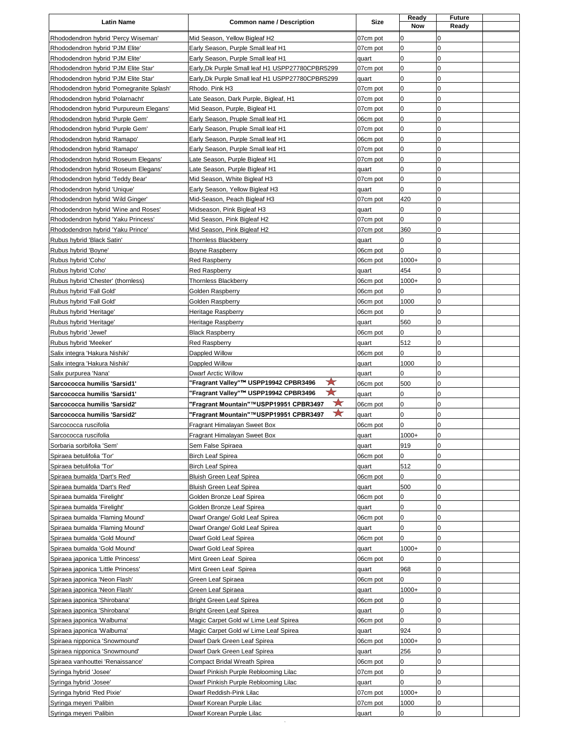| Latin Name | Common name / Description | Size | Ready Now | Future Ready | |
|---|---|---|---|---|---|
| Rhododendron hybrid 'Percy Wiseman' | Mid Season, Yellow Bigleaf H2 | 07cm pot | 0 | 0 | |
| Rhododendron hybrid 'PJM Elite' | Early Season, Purple Small leaf H1 | 07cm pot | 0 | 0 | |
| Rhododendron hybrid 'PJM Elite' | Early Season, Purple Small leaf H1 | quart | 0 | 0 | |
| Rhododendron hybrid 'PJM Elite Star' | Early,Dk Purple Small leaf H1 USPP27780CPBR5299 | 07cm pot | 0 | 0 | |
| Rhododendron hybrid 'PJM Elite Star' | Early,Dk Purple Small leaf H1 USPP27780CPBR5299 | quart | 0 | 0 | |
| Rhododendron hybrid 'Pomegranite Splash' | Rhodo. Pink H3 | 07cm pot | 0 | 0 | |
| Rhododendron hybrid 'Polarnacht' | Late Season, Dark Purple, Bigleaf, H1 | 07cm pot | 0 | 0 | |
| Rhododendron hybrid 'Purpureum Elegans' | Mid Season, Purple, Bigleaf H1 | 07cm pot | 0 | 0 | |
| Rhododendron hybrid 'Purple Gem' | Early Season, Pruple Small leaf H1 | 06cm pot | 0 | 0 | |
| Rhododendron hybrid 'Purple Gem' | Early Season, Pruple Small leaf H1 | 07cm pot | 0 | 0 | |
| Rhododendron hybrid 'Ramapo' | Early Season, Purple Small leaf H1 | 06cm pot | 0 | 0 | |
| Rhododendron hybrid 'Ramapo' | Early Season, Purple Small leaf H1 | 07cm pot | 0 | 0 | |
| Rhododendron hybrid 'Roseum Elegans' | Late Season, Purple Bigleaf H1 | 07cm pot | 0 | 0 | |
| Rhododendron hybrid 'Roseum Elegans' | Late Season, Purple Bigleaf H1 | quart | 0 | 0 | |
| Rhododendron hybrid 'Teddy Bear' | Mid Season, White Bigleaf H3 | 07cm pot | 0 | 0 | |
| Rhododendron hybrid 'Unique' | Early Season, Yellow Bigleaf H3 | quart | 0 | 0 | |
| Rhododendron hybrid 'Wild Ginger' | Mid-Season, Peach Bigleaf H3 | 07cm pot | 420 | 0 | |
| Rhododendron hybrid 'Wine and Roses' | Midseason, Pink Bigleaf H3 | quart | 0 | 0 | |
| Rhododendron hybrid 'Yaku Princess' | Mid Season, Pink Bigleaf H2 | 07cm pot | 0 | 0 | |
| Rhododendron hybrid 'Yaku Prince' | Mid Season, Pink Bigleaf H2 | 07cm pot | 360 | 0 | |
| Rubus hybrid 'Black Satin' | Thornless Blackberry | quart | 0 | 0 | |
| Rubus hybrid 'Boyne' | Boyne Raspberry | 06cm pot | 0 | 0 | |
| Rubus hybrid 'Coho' | Red Raspberry | 06cm pot | 1000+ | 0 | |
| Rubus hybrid 'Coho' | Red Raspberry | quart | 454 | 0 | |
| Rubus hybrid 'Chester' (thornless) | Thornless Blackberry | 06cm pot | 1000+ | 0 | |
| Rubus hybrid 'Fall Gold' | Golden Raspberry | 06cm pot | 0 | 0 | |
| Rubus hybrid 'Fall Gold' | Golden Raspberry | 06cm pot | 1000 | 0 | |
| Rubus hybrid 'Heritage' | Heritage Raspberry | 06cm pot | 0 | 0 | |
| Rubus hybrid 'Heritage' | Heritage Raspberry | quart | 560 | 0 | |
| Rubus hybrid 'Jewel' | Black Raspberry | 06cm pot | 0 | 0 | |
| Rubus hybrid 'Meeker' | Red Raspberry | quart | 512 | 0 | |
| Salix integra 'Hakura Nishiki' | Dappled Willow | 06cm pot | 0 | 0 | |
| Salix integra 'Hakura Nishiki' | Dappled Willow | quart | 1000 | 0 | |
| Salix purpurea 'Nana' | Dwarf Arctic Willow | quart | 0 | 0 | |
| **Sarcococca humilis 'Sarsid1'** | **"Fragrant Valley"™ USPP19942 CPBR3496** ★ | 06cm pot | 500 | 0 | |
| **Sarcococca humilis 'Sarsid1'** | **"Fragrant Valley"™ USPP19942 CPBR3496** ★ | quart | 0 | 0 | |
| **Sarcococca humilis 'Sarsid2'** | **"Fragrant Mountain"™USPP19951 CPBR3497** ★ | 06cm pot | 0 | 0 | |
| **Sarcococca humilis 'Sarsid2'** | **"Fragrant Mountain"™USPP19951 CPBR3497** ★ | quart | 0 | 0 | |
| Sarcococca ruscifolia | Fragrant Himalayan Sweet Box | 06cm pot | 0 | 0 | |
| Sarcococca ruscifolia | Fragrant Himalayan Sweet Box | quart | 1000+ | 0 | |
| Sorbaria sorbifolia 'Sem' | Sem False Spiraea | quart | 919 | 0 | |
| Spiraea betulifolia 'Tor' | Birch Leaf Spirea | 06cm pot | 0 | 0 | |
| Spiraea betulifolia 'Tor' | Birch Leaf Spirea | quart | 512 | 0 | |
| Spiraea bumalda 'Dart's Red' | Bluish Green Leaf Spirea | 06cm pot | 0 | 0 | |
| Spiraea bumalda 'Dart's Red' | Bluish Green Leaf Spirea | quart | 500 | 0 | |
| Spiraea bumalda 'Firelight' | Golden Bronze Leaf Spirea | 06cm pot | 0 | 0 | |
| Spiraea bumalda 'Firelight' | Golden Bronze Leaf Spirea | quart | 0 | 0 | |
| Spiraea bumalda 'Flaming Mound' | Dwarf Orange/ Gold Leaf Spirea | 06cm pot | 0 | 0 | |
| Spiraea bumalda 'Flaming Mound' | Dwarf Orange/ Gold Leaf Spirea | quart | 0 | 0 | |
| Spiraea bumalda 'Gold Mound' | Dwarf Gold Leaf Spirea | 06cm pot | 0 | 0 | |
| Spiraea bumalda 'Gold Mound' | Dwarf Gold Leaf Spirea | quart | 1000+ | 0 | |
| Spiraea japonica 'Little Princess' | Mint Green Leaf Spirea | 06cm pot | 0 | 0 | |
| Spiraea japonica 'Little Princess' | Mint Green Leaf Spirea | quart | 968 | 0 | |
| Spiraea japonica 'Neon Flash' | Green Leaf Spiraea | 06cm pot | 0 | 0 | |
| Spiraea japonica 'Neon Flash' | Green Leaf Spiraea | quart | 1000+ | 0 | |
| Spiraea japonica 'Shirobana' | Bright Green Leaf Spirea | 06cm pot | 0 | 0 | |
| Spiraea japonica 'Shirobana' | Bright Green Leaf Spirea | quart | 0 | 0 | |
| Spiraea japonica 'Walbuma' | Magic Carpet Gold w/ Lime Leaf Spirea | 06cm pot | 0 | 0 | |
| Spiraea japonica 'Walbuma' | Magic Carpet Gold w/ Lime Leaf Spirea | quart | 924 | 0 | |
| Spiraea nipponica 'Snowmound' | Dwarf Dark Green Leaf Spirea | 06cm pot | 1000+ | 0 | |
| Spiraea nipponica 'Snowmound' | Dwarf Dark Green Leaf Spirea | quart | 256 | 0 | |
| Spiraea vanhouttei 'Renaissance' | Compact Bridal Wreath Spirea | 06cm pot | 0 | 0 | |
| Syringa hybrid 'Josee' | Dwarf Pinkish Purple Reblooming Lilac | 07cm pot | 0 | 0 | |
| Syringa hybrid 'Josee' | Dwarf Pinkish Purple Reblooming Lilac | quart | 0 | 0 | |
| Syringa hybrid 'Red Pixie' | Dwarf Reddish-Pink Lilac | 07cm pot | 1000+ | 0 | |
| Syringa meyeri 'Palibin | Dwarf Korean Purple Lilac | 07cm pot | 1000 | 0 | |
| Syringa meyeri 'Palibin | Dwarf Korean Purple Lilac | quart | 0 | 0 | |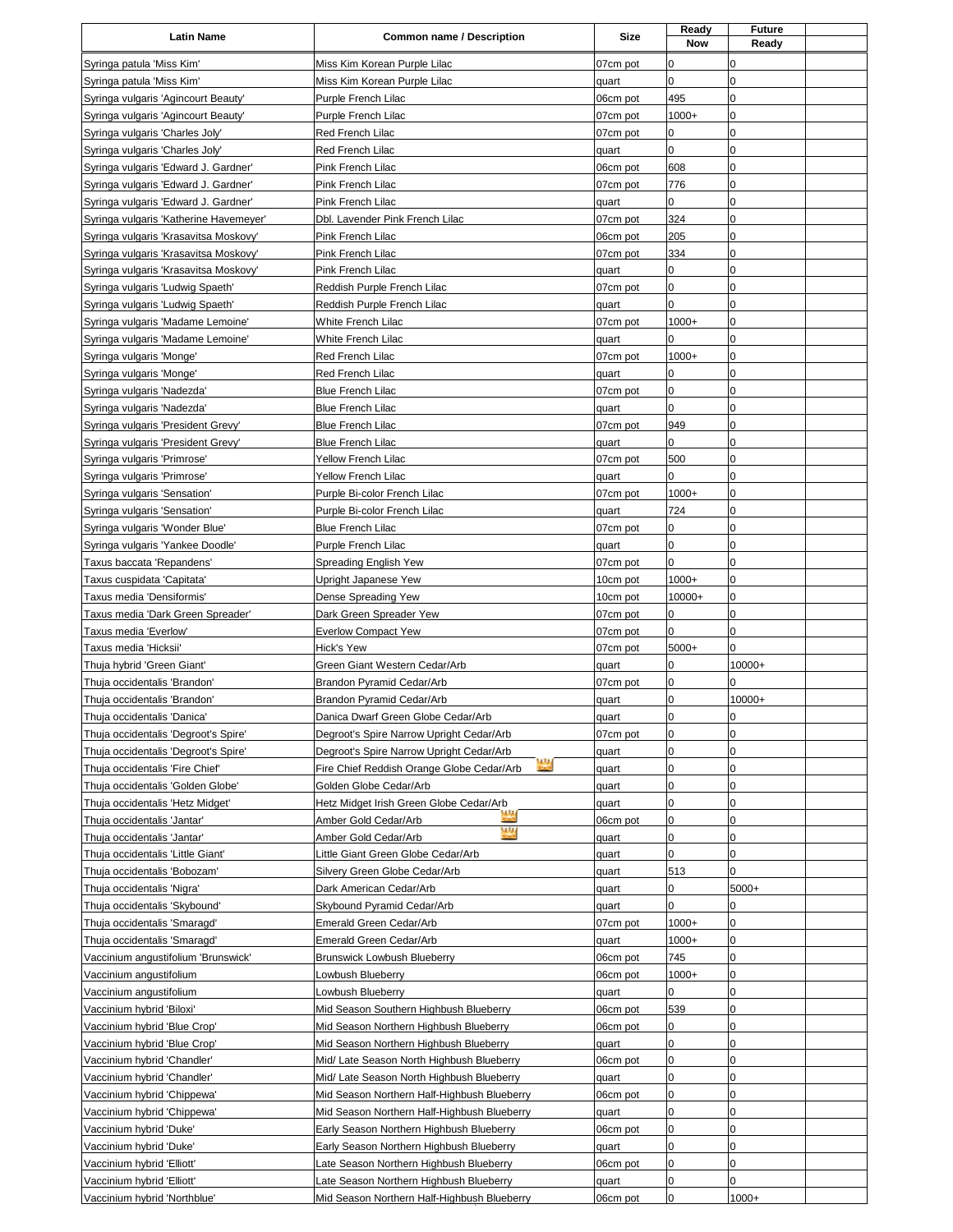| Latin Name | Common name / Description | Size | Ready Now | Future Ready | |
|---|---|---|---|---|---|
| Syringa patula 'Miss Kim' | Miss Kim Korean Purple Lilac | 07cm pot | 0 | 0 | |
| Syringa patula 'Miss Kim' | Miss Kim Korean Purple Lilac | quart | 0 | 0 | |
| Syringa vulgaris 'Agincourt Beauty' | Purple French Lilac | 06cm pot | 495 | 0 | |
| Syringa vulgaris 'Agincourt Beauty' | Purple French Lilac | 07cm pot | 1000+ | 0 | |
| Syringa vulgaris 'Charles Joly' | Red French Lilac | 07cm pot | 0 | 0 | |
| Syringa vulgaris 'Charles Joly' | Red French Lilac | quart | 0 | 0 | |
| Syringa vulgaris 'Edward J. Gardner' | Pink French Lilac | 06cm pot | 608 | 0 | |
| Syringa vulgaris 'Edward J. Gardner' | Pink French Lilac | 07cm pot | 776 | 0 | |
| Syringa vulgaris 'Edward J. Gardner' | Pink French Lilac | quart | 0 | 0 | |
| Syringa vulgaris 'Katherine Havemeyer' | Dbl. Lavender Pink French Lilac | 07cm pot | 324 | 0 | |
| Syringa vulgaris 'Krasavitsa Moskovy' | Pink French Lilac | 06cm pot | 205 | 0 | |
| Syringa vulgaris 'Krasavitsa Moskovy' | Pink French Lilac | 07cm pot | 334 | 0 | |
| Syringa vulgaris 'Krasavitsa Moskovy' | Pink French Lilac | quart | 0 | 0 | |
| Syringa vulgaris 'Ludwig Spaeth' | Reddish Purple French Lilac | 07cm pot | 0 | 0 | |
| Syringa vulgaris 'Ludwig Spaeth' | Reddish Purple French Lilac | quart | 0 | 0 | |
| Syringa vulgaris 'Madame Lemoine' | White French Lilac | 07cm pot | 1000+ | 0 | |
| Syringa vulgaris 'Madame Lemoine' | White French Lilac | quart | 0 | 0 | |
| Syringa vulgaris 'Monge' | Red French Lilac | 07cm pot | 1000+ | 0 | |
| Syringa vulgaris 'Monge' | Red French Lilac | quart | 0 | 0 | |
| Syringa vulgaris 'Nadezda' | Blue French Lilac | 07cm pot | 0 | 0 | |
| Syringa vulgaris 'Nadezda' | Blue French Lilac | quart | 0 | 0 | |
| Syringa vulgaris 'President Grevy' | Blue French Lilac | 07cm pot | 949 | 0 | |
| Syringa vulgaris 'President Grevy' | Blue French Lilac | quart | 0 | 0 | |
| Syringa vulgaris 'Primrose' | Yellow French Lilac | 07cm pot | 500 | 0 | |
| Syringa vulgaris 'Primrose' | Yellow French Lilac | quart | 0 | 0 | |
| Syringa vulgaris 'Sensation' | Purple Bi-color French Lilac | 07cm pot | 1000+ | 0 | |
| Syringa vulgaris 'Sensation' | Purple Bi-color French Lilac | quart | 724 | 0 | |
| Syringa vulgaris 'Wonder Blue' | Blue French Lilac | 07cm pot | 0 | 0 | |
| Syringa vulgaris 'Yankee Doodle' | Purple French Lilac | quart | 0 | 0 | |
| Taxus baccata 'Repandens' | Spreading English Yew | 07cm pot | 0 | 0 | |
| Taxus cuspidata 'Capitata' | Upright Japanese Yew | 10cm pot | 1000+ | 0 | |
| Taxus media 'Densiformis' | Dense Spreading Yew | 10cm pot | 10000+ | 0 | |
| Taxus media 'Dark Green Spreader' | Dark Green Spreader Yew | 07cm pot | 0 | 0 | |
| Taxus media 'Everlow' | Everlow Compact Yew | 07cm pot | 0 | 0 | |
| Taxus media 'Hicksii' | Hick's Yew | 07cm pot | 5000+ | 0 | |
| Thuja hybrid 'Green Giant' | Green Giant Western Cedar/Arb | quart | 0 | 10000+ | |
| Thuja occidentalis 'Brandon' | Brandon Pyramid Cedar/Arb | 07cm pot | 0 | 0 | |
| Thuja occidentalis 'Brandon' | Brandon Pyramid Cedar/Arb | quart | 0 | 10000+ | |
| Thuja occidentalis 'Danica' | Danica Dwarf Green Globe Cedar/Arb | quart | 0 | 0 | |
| Thuja occidentalis 'Degroot's Spire' | Degroot's Spire Narrow Upright Cedar/Arb | 07cm pot | 0 | 0 | |
| Thuja occidentalis 'Degroot's Spire' | Degroot's Spire Narrow Upright Cedar/Arb | quart | 0 | 0 | |
| Thuja occidentalis 'Fire Chief' | Fire Chief Reddish Orange Globe Cedar/Arb | quart | 0 | 0 | |
| Thuja occidentalis 'Golden Globe' | Golden Globe Cedar/Arb | quart | 0 | 0 | |
| Thuja occidentalis 'Hetz Midget' | Hetz Midget Irish Green Globe Cedar/Arb | quart | 0 | 0 | |
| Thuja occidentalis 'Jantar' | Amber Gold Cedar/Arb | 06cm pot | 0 | 0 | |
| Thuja occidentalis 'Jantar' | Amber Gold Cedar/Arb | quart | 0 | 0 | |
| Thuja occidentalis 'Little Giant' | Little Giant Green Globe Cedar/Arb | quart | 0 | 0 | |
| Thuja occidentalis 'Bobozam' | Silvery Green Globe Cedar/Arb | quart | 513 | 0 | |
| Thuja occidentalis 'Nigra' | Dark American Cedar/Arb | quart | 0 | 5000+ | |
| Thuja occidentalis 'Skybound' | Skybound Pyramid Cedar/Arb | quart | 0 | 0 | |
| Thuja occidentalis 'Smaragd' | Emerald Green Cedar/Arb | 07cm pot | 1000+ | 0 | |
| Thuja occidentalis 'Smaragd' | Emerald Green Cedar/Arb | quart | 1000+ | 0 | |
| Vaccinium angustifolium 'Brunswick' | Brunswick Lowbush Blueberry | 06cm pot | 745 | 0 | |
| Vaccinium angustifolium | Lowbush Blueberry | 06cm pot | 1000+ | 0 | |
| Vaccinium angustifolium | Lowbush Blueberry | quart | 0 | 0 | |
| Vaccinium hybrid 'Biloxi' | Mid Season Southern Highbush Blueberry | 06cm pot | 539 | 0 | |
| Vaccinium hybrid 'Blue Crop' | Mid Season Northern Highbush Blueberry | 06cm pot | 0 | 0 | |
| Vaccinium hybrid 'Blue Crop' | Mid Season Northern Highbush Blueberry | quart | 0 | 0 | |
| Vaccinium hybrid 'Chandler' | Mid/ Late Season North Highbush Blueberry | 06cm pot | 0 | 0 | |
| Vaccinium hybrid 'Chandler' | Mid/ Late Season North Highbush Blueberry | quart | 0 | 0 | |
| Vaccinium hybrid 'Chippewa' | Mid Season Northern Half-Highbush Blueberry | 06cm pot | 0 | 0 | |
| Vaccinium hybrid 'Chippewa' | Mid Season Northern Half-Highbush Blueberry | quart | 0 | 0 | |
| Vaccinium hybrid 'Duke' | Early Season Northern Highbush Blueberry | 06cm pot | 0 | 0 | |
| Vaccinium hybrid 'Duke' | Early Season Northern Highbush Blueberry | quart | 0 | 0 | |
| Vaccinium hybrid 'Elliott' | Late Season Northern Highbush Blueberry | 06cm pot | 0 | 0 | |
| Vaccinium hybrid 'Elliott' | Late Season Northern Highbush Blueberry | quart | 0 | 0 | |
| Vaccinium hybrid 'Northblue' | Mid Season Northern Half-Highbush Blueberry | 06cm pot | 0 | 1000+ | |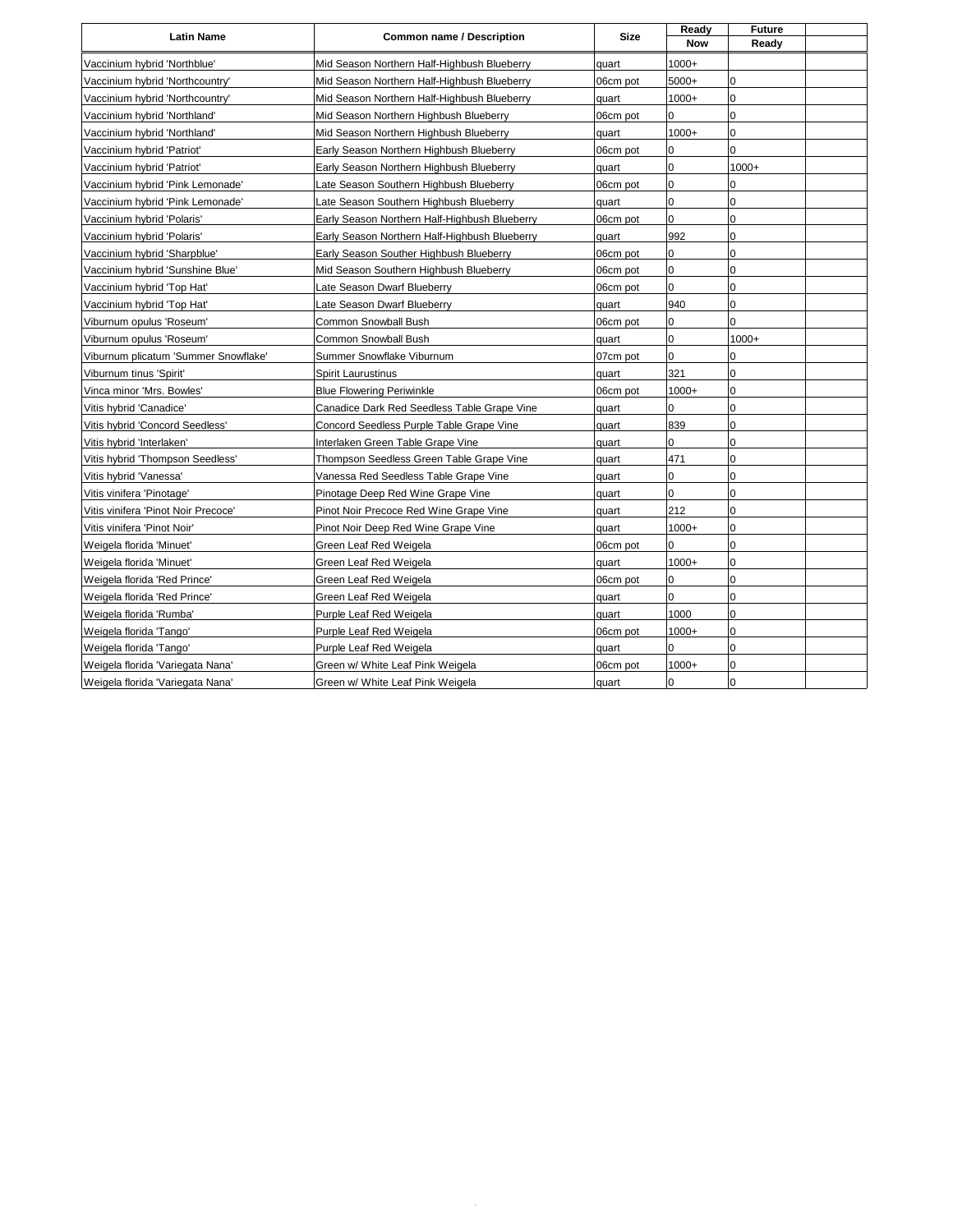| Latin Name | Common name / Description | Size | Ready Now | Future Ready | |
|---|---|---|---|---|---|
| Vaccinium hybrid 'Northblue' | Mid Season Northern Half-Highbush Blueberry | quart | 1000+ | | |
| Vaccinium hybrid 'Northcountry' | Mid Season Northern Half-Highbush Blueberry | 06cm pot | 5000+ | 0 | |
| Vaccinium hybrid 'Northcountry' | Mid Season Northern Half-Highbush Blueberry | quart | 1000+ | 0 | |
| Vaccinium hybrid 'Northland' | Mid Season Northern Highbush Blueberry | 06cm pot | 0 | 0 | |
| Vaccinium hybrid 'Northland' | Mid Season Northern Highbush Blueberry | quart | 1000+ | 0 | |
| Vaccinium hybrid 'Patriot' | Early Season Northern Highbush Blueberry | 06cm pot | 0 | 0 | |
| Vaccinium hybrid 'Patriot' | Early Season Northern Highbush Blueberry | quart | 0 | 1000+ | |
| Vaccinium hybrid 'Pink Lemonade' | Late Season Southern Highbush Blueberry | 06cm pot | 0 | 0 | |
| Vaccinium hybrid 'Pink Lemonade' | Late Season Southern Highbush Blueberry | quart | 0 | 0 | |
| Vaccinium hybrid 'Polaris' | Early Season Northern Half-Highbush Blueberry | 06cm pot | 0 | 0 | |
| Vaccinium hybrid 'Polaris' | Early Season Northern Half-Highbush Blueberry | quart | 992 | 0 | |
| Vaccinium hybrid 'Sharpblue' | Early Season Souther Highbush Blueberry | 06cm pot | 0 | 0 | |
| Vaccinium hybrid 'Sunshine Blue' | Mid Season Southern Highbush Blueberry | 06cm pot | 0 | 0 | |
| Vaccinium hybrid 'Top Hat' | Late Season Dwarf Blueberry | 06cm pot | 0 | 0 | |
| Vaccinium hybrid 'Top Hat' | Late Season Dwarf Blueberry | quart | 940 | 0 | |
| Viburnum opulus 'Roseum' | Common Snowball Bush | 06cm pot | 0 | 0 | |
| Viburnum opulus 'Roseum' | Common Snowball Bush | quart | 0 | 1000+ | |
| Viburnum plicatum 'Summer Snowflake' | Summer Snowflake Viburnum | 07cm pot | 0 | 0 | |
| Viburnum tinus 'Spirit' | Spirit Laurustinus | quart | 321 | 0 | |
| Vinca minor 'Mrs. Bowles' | Blue Flowering Periwinkle | 06cm pot | 1000+ | 0 | |
| Vitis hybrid 'Canadice' | Canadice Dark Red Seedless Table Grape Vine | quart | 0 | 0 | |
| Vitis hybrid 'Concord Seedless' | Concord Seedless Purple Table Grape Vine | quart | 839 | 0 | |
| Vitis hybrid 'Interlaken' | Interlaken Green Table Grape Vine | quart | 0 | 0 | |
| Vitis hybrid 'Thompson Seedless' | Thompson Seedless Green Table Grape Vine | quart | 471 | 0 | |
| Vitis hybrid 'Vanessa' | Vanessa Red Seedless Table Grape Vine | quart | 0 | 0 | |
| Vitis vinifera 'Pinotage' | Pinotage Deep Red Wine Grape Vine | quart | 0 | 0 | |
| Vitis vinifera 'Pinot Noir Precoce' | Pinot Noir Precoce Red Wine Grape Vine | quart | 212 | 0 | |
| Vitis vinifera 'Pinot Noir' | Pinot Noir Deep Red Wine Grape Vine | quart | 1000+ | 0 | |
| Weigela florida 'Minuet' | Green Leaf Red Weigela | 06cm pot | 0 | 0 | |
| Weigela florida 'Minuet' | Green Leaf Red Weigela | quart | 1000+ | 0 | |
| Weigela florida 'Red Prince' | Green Leaf Red Weigela | 06cm pot | 0 | 0 | |
| Weigela florida 'Red Prince' | Green Leaf Red Weigela | quart | 0 | 0 | |
| Weigela florida 'Rumba' | Purple Leaf Red Weigela | quart | 1000 | 0 | |
| Weigela florida 'Tango' | Purple Leaf Red Weigela | 06cm pot | 1000+ | 0 | |
| Weigela florida 'Tango' | Purple Leaf Red Weigela | quart | 0 | 0 | |
| Weigela florida 'Variegata Nana' | Green w/ White Leaf Pink Weigela | 06cm pot | 1000+ | 0 | |
| Weigela florida 'Variegata Nana' | Green w/ White Leaf Pink Weigela | quart | 0 | 0 | |